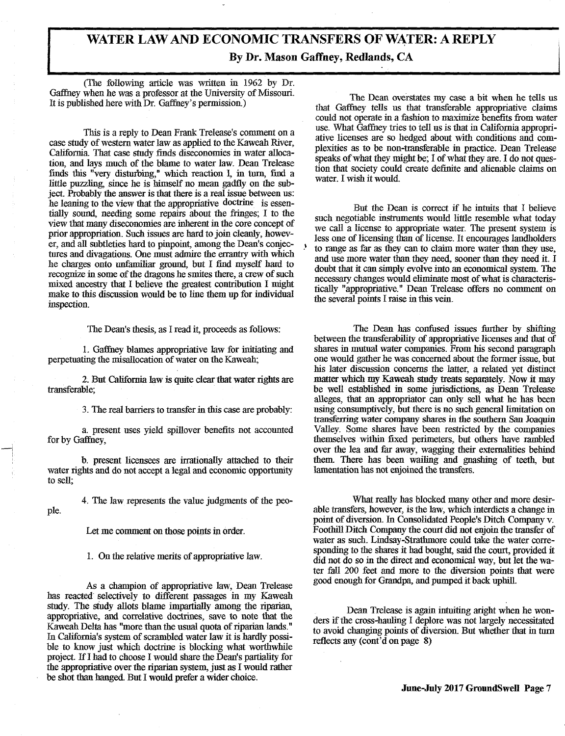# WATER LAW AND ECONOMIC TRANSFERS OF WATER: A REPLY

**By Dr. Mason Gaffney, Redlands, CA**

(The following article was written in 1962 by Dr. Gaffney when he was a professor at the University of Missouri. It is published here with Dr. Gaffney's permission.)

This is a reply to Dean Frank Trelease's comment on a case study of western water law as applied to the Kaweah River, California. That case study finds diseconomies in water allocation, and lays much of the blame to water law. Dean Trelease finds this "very disturbing," which reaction I, in turn, find a little puzzling, since he is himself no mean gadfly on the subject. Probably the answer is that there is a real issue between us: he leaning to the view that the appropriative doctrine is essentially sound, needing some repairs about the fringes; I to the view that many diseconomies are inherent in the core concept of prior appropriation. Such issues are hard to join cleanly, however, and all subtleties hard to pinpoint, among the Dean's conjectures and divagations. One must admire the errantry with which he charges onto unfamiliar ground, but I find myself hard to recognize in some of the dragons he smites there, a crew of such mixed ancestry that I believe the greatest contribution I might make to this discussion would be to line them up for individual inspection.

The Dean's thesis, as I read it, proceeds as follows:

1. Gaffney blames appropriative law for initiating and perpetuating the misallocation of water on the Kaweah;

2. But California law is quite clear that water rights are transferable;

3. The real barriers to transfer in this case are probably:

   a. present uses yield spillover benefits not accounted for by Gaffney,

   b. present licensees are irrationally attached to their water rights and do not accept a legal and economic opportunity to sell;

4. The law represents the value judgments of the people.

Let me comment on those points in order.

1. On the relative merits of appropriative law.

As a champion of appropriative law, Dean Trelease has reacted selectively to different passages in my Kaweah study. The study allots blame impartially among the riparian, appropriative, and correlative doctrines, save to note that the Kaweah Delta has "more than the usual quota of riparian lands." In California's system of scrambled water law it is hardly possible to know just which doctrine is blocking what worthwhile project. If I had to choose I would share the Dean's partiality for the appropriative over the riparian system, just as I would rather be shot than hanged. But I would prefer a wider choice.

The Dean overstates my case a bit when he tells us that Gaffney tells us that transferable appropriative claims could not operate in a fashion to maximize benefits from water use. What Gaffney tries to tell us is that in California appropriative licenses are so hedged about with conditions and complexities as to be non-transferable in practice. Dean Trelease speaks of what they might be; I of what they are. I do not question that society could create definite and alienable claims on water. I wish it would.

But the Dean is correct if he intuits that I believe such negotiable instruments would little resemble what today we call a license to appropriate water. The present system is less one of licensing than of license. It encourages landholders to range as far as they can to claim more water than they use, and use more water than they need, sooner than they need it. I doubt that it can simply evolve into an economical system. The necessary changes would eliminate most of what is characteristically "appropriative." Dean Trelease offers no comment on the several points I raise in this vein.

The Dean has confused issues further by shifting between the transferability of appropriative licenses and that of shares in mutual water companies. From his second paragraph one would gather he was concerned about the former issue, but his later discussion concerns the latter, a related yet distinct matter which my Kaweah study treats separately. Now it may be well established in some jurisdictions, as Dean Trelease alleges, that an appropriator can only sell what he has been using consumptively, but there is no such general limitation on transferring water company shares in the southern San Joaquin Valley. Some shares have been restricted by the companies themselves within fixed perimeters, but others have rambled over the lea and far away, wagging their externalities behind them. There has been wailing and gnashing of teeth, but lamentation has not enjoined the transfers.

What really has blocked many other and more desirable transfers, however, is the law, which interdicts a change in point of diversion. In Consolidated People's Ditch Company v. Foothill Ditch Company the court did not enjoin the transfer of water as such. Lindsay-Strathmore could take the water corresponding to the shares it had bought, said the court, provided it did not do so in the direct and economical way, but let the water fall 200 feet and more to the diversion points that were good enough for Grandpa, and pumped it back uphill.

Dean Trelease is again intuiting aright when he wonders if the cross-hauling I deplore was not largely necessitated to avoid changing points of diversion. But whether that in turn reflects any (cont'd on page 8)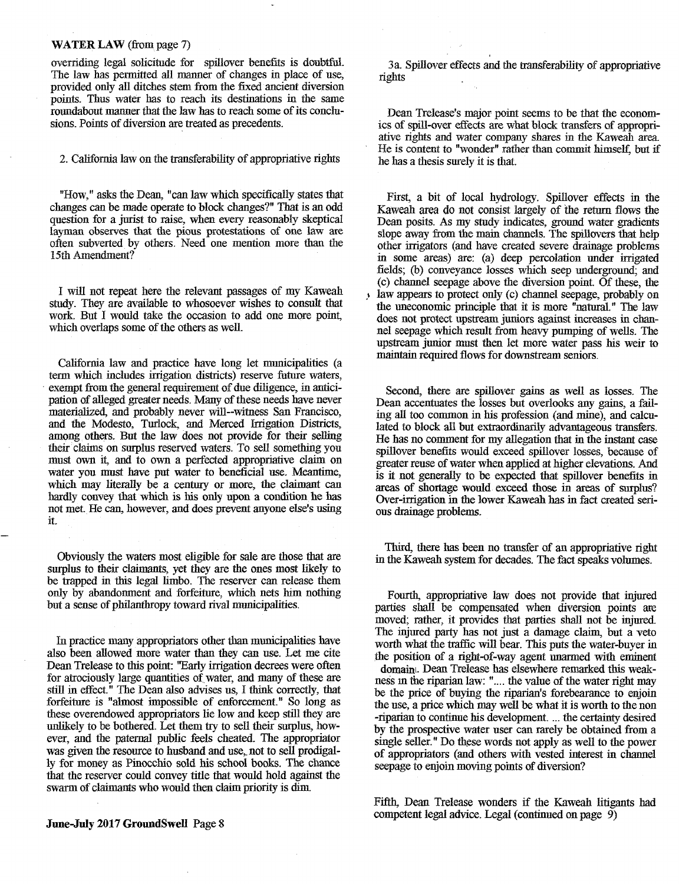**WATER LAW** (from page 7)

overriding legal solicitude for spillover benefits is doubtful. The law has permitted all manner of changes in place of use, provided only all ditches stem from the fixed ancient diversion points. Thus water has to reach its destinations in the same roundabout manner that the law has to reach some of its conclusions. Points of diversion are treated as precedents.

2. California law on the transferability of appropriative rights

"How," asks the Dean, "can law which specifically states that changes can be made operate to block changes?" That is an odd question for a jurist to raise, when every reasonably skeptical layman observes that the pious protestations of one law are often subverted by others. Need one mention more than the 15th Amendment?

I will not repeat here the relevant passages of my Kaweah study. They are available to whosoever wishes to consult that work. But I would take the occasion to add one more point, which overlaps some of the others as well.

California law and practice have long let municipalities (a term which includes irrigation districts) reserve future waters, exempt from the general requirement of due diligence, in anticipation of alleged greater needs. Many of these needs have never materialized, and probably never will--witness San Francisco, and the Modesto, Turlock, and Merced Irrigation Districts, among others. But the law does not provide for their selling their claims on surplus reserved waters. To sell something you must own it, and to own a perfected appropriative claim on water you must have put water to beneficial use. Meantime, which may literally be a century or more, the claimant can hardly convey that which is his only upon a condition he has not met. He can, however, and does prevent anyone else's using it.

Obviously the waters most eligible for sale are those that are surplus to their claimants, yet they are the ones most likely to be trapped in this legal limbo. The reserver can release them only by abandonment and forfeiture, which nets him nothing but a sense of philanthropy toward rival municipalities.

In practice many appropriators other than municipalities have also been allowed more water than they can use. Let me cite Dean Trelease to this point: "Early irrigation decrees were often for atrociously large quantities of water, and many of these are still in effect." The Dean also advises us, I think correctly, that forfeiture is "almost impossible of enforcement." So long as these overendowed appropriators lie low and keep still they are unlikely to be bothered. Let them try to sell their surplus, however, and the paternal public feels cheated. The appropriator was given the resource to husband and use, not to sell prodigally for money as Pinocchio sold his school books. The chance that the reserver could convey title that would hold against the swarm of claimants who would then claim priority is dim.

3a. Spillover effects and the transferability of appropriative rights

Dean Trelease's major point seems to be that the economics of spill-over effects are what block transfers of appropriative rights and water company shares in the Kaweah area. He is content to "wonder" rather than commit himself, but if he has a thesis surely it is that.

First, a bit of local hydrology. Spillover effects in the Kaweah area do not consist largely of the return flows the Dean posits. As my study indicates, ground water gradients slope away from the main channels. The spillovers that help other irrigators (and have created severe drainage problems in some areas) are: (a) deep percolation under irrigated fields; (b) conveyance losses which seep underground; and (c) channel seepage above the diversion point. Of these, the law appears to protect only (c) channel seepage, probably on the uneconomic principle that it is more "natural." The law does not protect upstream juniors against increases in channel seepage which result from heavy pumping of wells. The upstream junior must then let more water pass his weir to maintain required flows for downstream seniors.

Second, there are spillover gains as well as losses. The Dean accentuates the losses but overlooks any gains, a failing all too common in his profession (and mine), and calculated to block all but extraordinarily advantageous transfers. He has no comment for my allegation that in the instant case spillover benefits would exceed spillover losses, because of greater reuse of water when applied at higher elevations. And is it not generally to be expected that spillover benefits in areas of shortage would exceed those in areas of surplus? Over-irrigation in the lower Kaweah has in fact created serious drainage problems.

Third, there has been no transfer of an appropriative right in the Kaweah system for decades. The fact speaks volumes.

Fourth, appropriative law does not provide that injured parties shall be compensated when diversion points are moved; rather, it provides that parties shall not be injured. The injured party has not just a damage claim, but a veto worth what the traffic will bear. This puts the water-buyer in the position of a right-of-way agent unarmed with eminent domain. Dean Trelease has elsewhere remarked this weakness in the riparian law: ".... the value of the water right may be the price of buying the riparian's forebearance to enjoin the use, a price which may well be what it is worth to the non-riparian to continue his development. ... the certainty desired by the prospective water user can rarely be obtained from a single seller." Do these words not apply as well to the power of appropriators (and others with vested interest in channel seepage to enjoin moving points of diversion?

Fifth, Dean Trelease wonders if the Kaweah litigants had competent legal advice. Legal (continued on page 9)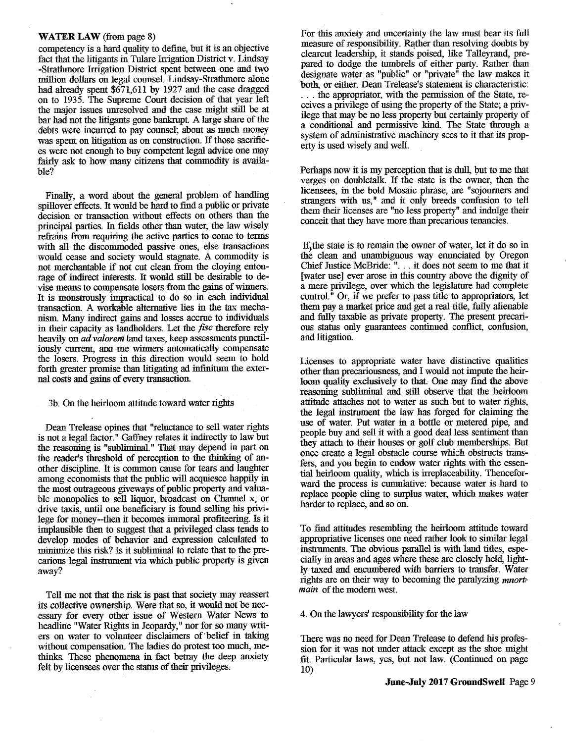**WATER LAW** (from page 8)

competency is a hard quality to define, but it is an objective fact that the litigants in Tulare Irrigation District v. Lindsay -Strathmore Irrigation District spent between one and two million dollars on legal counsel. Lindsay-Strathmore alone had already spent $671,611 by 1927 and the case dragged on to 1935. The Supreme Court decision of that year left the major issues unresolved and the case might still be at bar had not the litigants gone bankrupt. A large share of the debts were incurred to pay counsel; about as much money was spent on litigation as on construction. If those sacrifices were not enough to buy competent legal advice one may fairly ask to how many citizens that commodity is available?

Finally, a word about the general problem of handling spillover effects. It would be hard to find a public or private decision or transaction without effects on others than the principal parties. In fields other than water, the law wisely refrains from requiring the active parties to come to terms with all the discommoded passive ones, else transactions would cease and society would stagnate. A commodity is not merchantable if not cut clean from the cloying entourage of indirect interests. It would still be desirable to devise means to compensate losers from the gains of winners. It is monstrously impractical to do so in each individual transaction. A workable alternative lies in the tax mechanism. Many indirect gains and losses accrue to individuals in their capacity as landholders. Let the *fisc* therefore rely heavily on *ad valorem* land taxes, keep assessments punctiliously current, and the winners automatically compensate the losers. Progress in this direction would seem to hold forth greater promise than litigating ad infinitum the external costs and gains of every transaction.

3b. On the heirloom attitude toward water rights

Dean Trelease opines that "reluctance to sell water rights is not a legal factor." Gaffney relates it indirectly to law but the reasoning is "subliminal." That may depend in part on the reader's threshold of perception to the thinking of another discipline. It is common cause for tears and laughter among economists that the public will acquiesce happily in the most outrageous giveways of public property and valuable monopolies to sell liquor, broadcast on Channel x, or drive taxis, until one beneficiary is found selling his privilege for money--then it becomes immoral profiteering. Is it implausible then to suggest that a privileged class tends to develop modes of behavior and expression calculated to minimize this risk? Is it subliminal to relate that to the precarious legal instrument via which public property is given away?

Tell me not that the risk is past that society may reassert its collective ownership. Were that so, it would not be necessary for every other issue of Western Water News to headline "Water Rights in Jeopardy," nor for so many writers on water to volunteer disclaimers of belief in taking without compensation. The ladies do protest too much, methinks. These phenomena in fact betray the deep anxiety felt by licensees over the status of their privileges.

For this anxiety and uncertainty the law must bear its full measure of responsibility. Rather than resolving doubts by clearcut leadership, it stands poised, like Talleyrand, prepared to dodge the tumbrels of either party. Rather than designate water as "public" or "private" the law makes it both, or either. Dean Trelease's statement is characteristic: . . . the appropriator, with the permission of the State, receives a privilege of using the property of the State; a privilege that may be no less property but certainly property of a conditional and permissive kind. The State through a system of administrative machinery sees to it that its property is used wisely and well.

Perhaps now it is my perception that is dull, but to me that verges on doubletalk. If the state is the owner, then the licensees, in the bold Mosaic phrase, are "sojourners and strangers with us," and it only breeds confusion to tell them their licenses are "no less property" and indulge their conceit that they have more than precarious tenancies.

If the state is to remain the owner of water, let it do so in the clean and unambiguous way enunciated by Oregon Chief Justice McBride: ". . . it does not seem to me that it [water use] ever arose in this country above the dignity of a mere privilege, over which the legislature had complete control." Or, if we prefer to pass title to appropriators, let them pay a market price and get a real title, fully alienable and fully taxable as private property. The present precarious status only guarantees continued conflict, confusion, and litigation.

Licenses to appropriate water have distinctive qualities other than precariousness, and I would not impute the heirloom quality exclusively to that. One may find the above reasoning subliminal and still observe that the heirloom attitude attaches not to water as such but to water rights, the legal instrument the law has forged for claiming the use of water. Put water in a bottle or metered pipe, and people buy and sell it with a good deal less sentiment than they attach to their houses or golf club memberships. But once create a legal obstacle course which obstructs transfers, and you begin to endow water rights with the essential heirloom quality, which is irreplaceability. Thenceforward the process is cumulative: because water is hard to replace people cling to surplus water, which makes water harder to replace, and so on.

To find attitudes resembling the heirloom attitude toward appropriative licenses one need rather look to similar legal instruments. The obvious parallel is with land titles, especially in areas and ages where these are closely held, lightly taxed and encumbered with barriers to transfer. Water rights are on their way to becoming the paralyzing *mortmain* of the modern west.

4. On the lawyers' responsibility for the law

There was no need for Dean Trelease to defend his profession for it was not under attack except as the shoe might fit. Particular laws, yes, but not law. (Continued on page 10)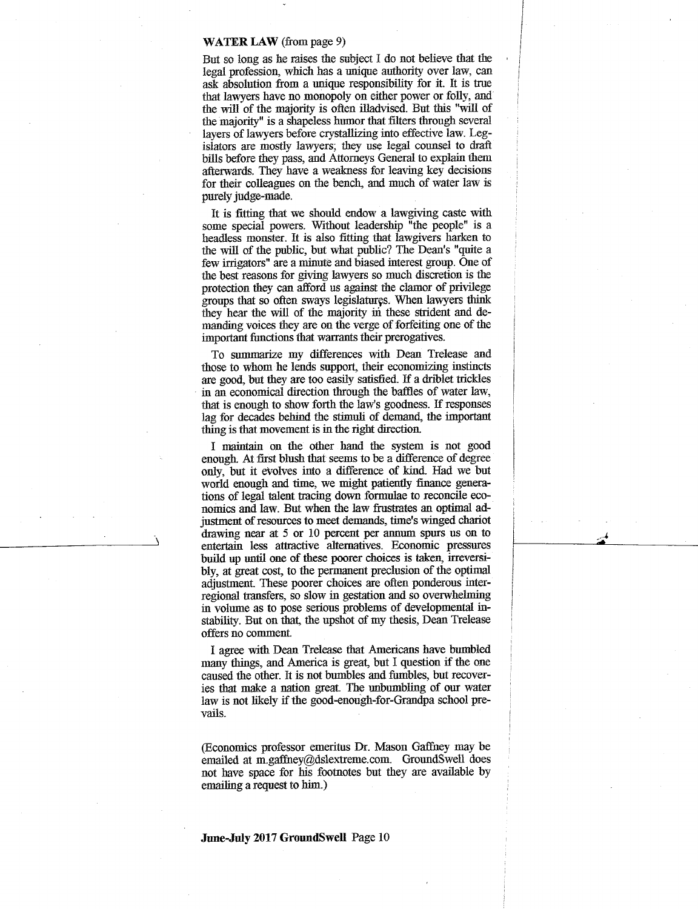**WATER LAW** (from page 9)

But so long as he raises the subject I do not believe that the legal profession, which has a unique authority over law, can ask absolution from a unique responsibility for it. It is true that lawyers have no monopoly on either power or folly, and the will of the majority is often illadvised. But this "will of the majority" is a shapeless humor that filters through several layers of lawyers before crystallizing into effective law. Legislators are mostly lawyers; they use legal counsel to draft bills before they pass, and Attorneys General to explain them afterwards. They have a weakness for leaving key decisions for their colleagues on the bench, and much of water law is purely judge-made.

It is fitting that we should endow a lawgiving caste with some special powers. Without leadership "the people" is a headless monster. It is also fitting that lawgivers harken to the will of the public, but what public? The Dean's "quite a few irrigators" are a minute and biased interest group. One of the best reasons for giving lawyers so much discretion is the protection they can afford us against the clamor of privilege groups that so often sways legislatures. When lawyers think they hear the will of the majority in these strident and demanding voices they are on the verge of forfeiting one of the important functions that warrants their prerogatives.

To summarize my differences with Dean Trelease and those to whom he lends support, their economizing instincts are good, but they are too easily satisfied. If a driblet trickles in an economical direction through the baffles of water law, that is enough to show forth the law's goodness. If responses lag for decades behind the stimuli of demand, the important thing is that movement is in the right direction.

I maintain on the other hand the system is not good enough. At first blush that seems to be a difference of degree only, but it evolves into a difference of kind. Had we but world enough and time, we might patiently finance generations of legal talent tracing down formulae to reconcile economics and law. But when the law frustrates an optimal adjustment of resources to meet demands, time's winged chariot drawing near at 5 or 10 percent per annum spurs us on to entertain less attractive alternatives. Economic pressures build up until one of these poorer choices is taken, irreversibly, at great cost, to the permanent preclusion of the optimal adjustment. These poorer choices are often ponderous interregional transfers, so slow in gestation and so overwhelming in volume as to pose serious problems of developmental instability. But on that, the upshot of my thesis, Dean Trelease offers no comment.

I agree with Dean Trelease that Americans have bumbled many things, and America is great, but I question if the one caused the other. It is not bumbles and fumbles, but recoveries that make a nation great. The unbumbling of our water law is not likely if the good-enough-for-Grandpa school prevails.

(Economics professor emeritus Dr. Mason Gaffney may be emailed at m.gaffney@dslextreme.com. GroundSwell does not have space for his footnotes but they are available by emailing a request to him.)